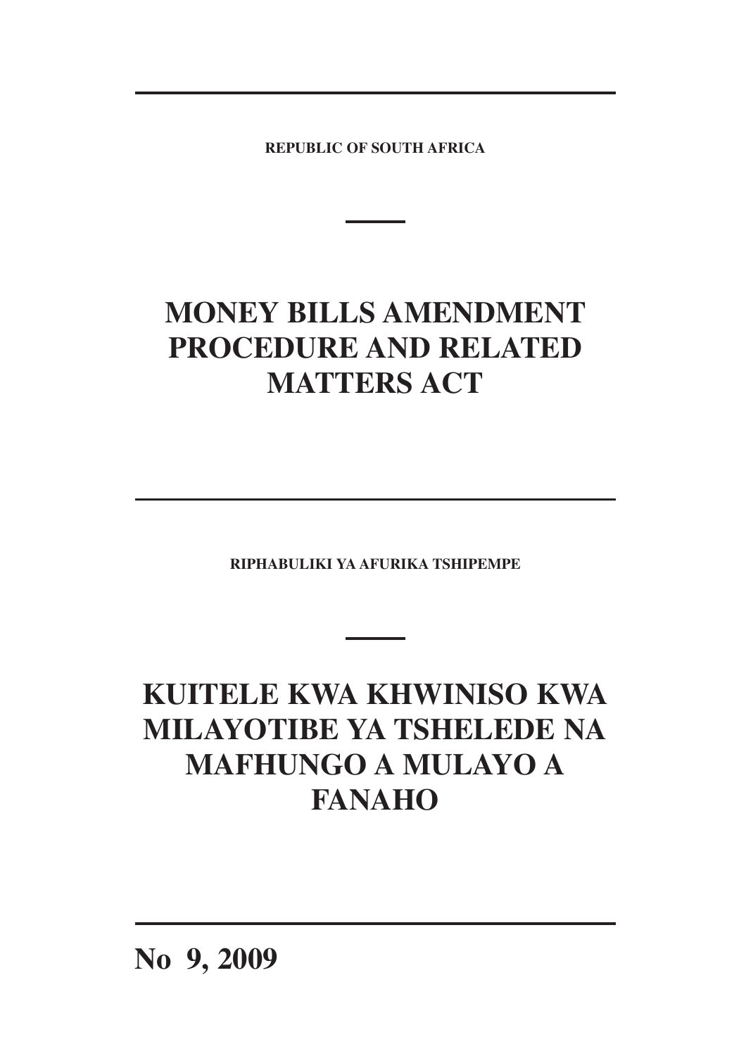**REPUBLIC OF SOUTH AFRICA**

# MONEY BILLS AMENDMENT PROCEDURE AND RELATED MATTERS ACT

**RIPHABULIKI YA AFURIKA TSHIPEMPE**

# KUITELE KWA KHWINISO KWA MILAYOTIBE YA TSHELEDE NA MAFHUNGO A MULAYO A FANAHO

**No 9, 2009**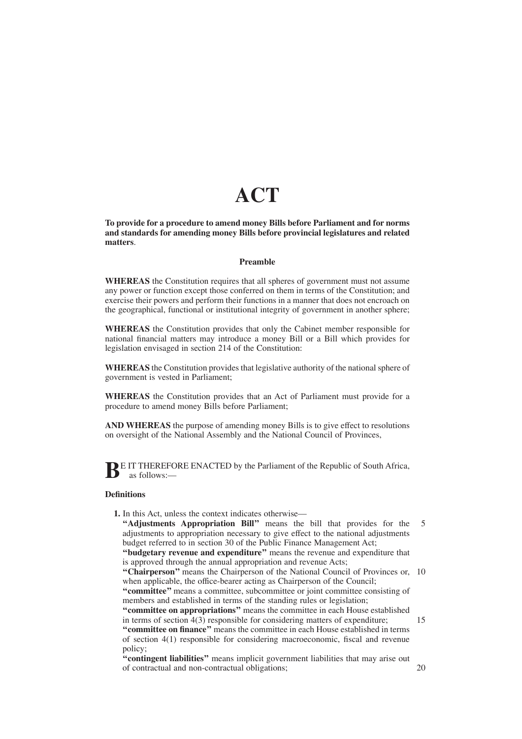# ACT

**To provide for a procedure to amend money Bills before Parliament and for norms and standards for amending money Bills before provincial legislatures and related matters**.

## Preamble

**WHEREAS** the Constitution requires that all spheres of government must not assume any power or function except those conferred on them in terms of the Constitution; and exercise their powers and perform their functions in a manner that does not encroach on the geographical, functional or institutional integrity of government in another sphere;

**WHEREAS** the Constitution provides that only the Cabinet member responsible for national financial matters may introduce a money Bill or a Bill which provides for legislation envisaged in section 214 of the Constitution:

**WHEREAS** the Constitution provides that legislative authority of the national sphere of government is vested in Parliament;

**WHEREAS** the Constitution provides that an Act of Parliament must provide for a procedure to amend money Bills before Parliament;

**AND WHEREAS** the purpose of amending money Bills is to give effect to resolutions on oversight of the National Assembly and the National Council of Provinces,

**B**E IT THEREFORE ENACTED by the Parliament of the Republic of South Africa, as follows:—

**Definitions**

**1.** In this Act, unless the context indicates otherwise—

**"Adjustments Appropriation Bill"** means the bill that provides for the adjustments to appropriation necessary to give effect to the national adjustments budget referred to in section 30 of the Public Finance Management Act;

**"budgetary revenue and expenditure"** means the revenue and expenditure that is approved through the annual appropriation and revenue Acts;

**"Chairperson"** means the Chairperson of the National Council of Provinces or, when applicable, the office-bearer acting as Chairperson of the Council;

**"committee"** means a committee, subcommittee or joint committee consisting of members and established in terms of the standing rules or legislation;

**"committee on appropriations"** means the committee in each House established in terms of section 4(3) responsible for considering matters of expenditure;

**"committee on finance"** means the committee in each House established in terms of section 4(1) responsible for considering macroeconomic, fiscal and revenue policy;

**"contingent liabilities"** means implicit government liabilities that may arise out of contractual and non-contractual obligations;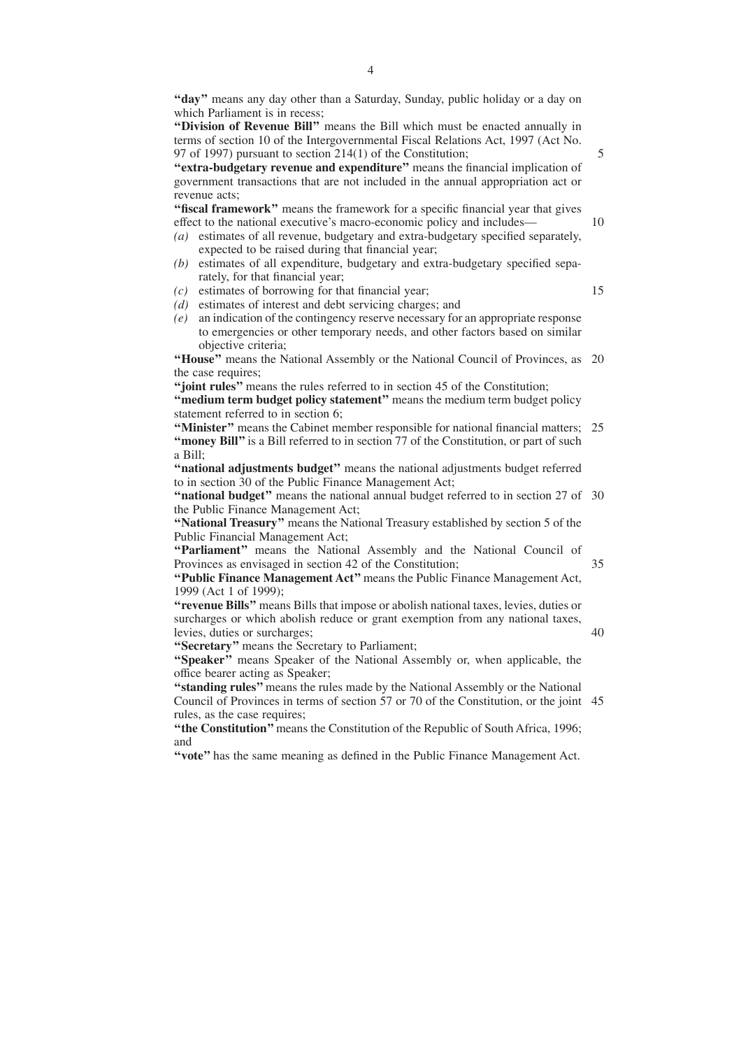**"day"** means any day other than a Saturday, Sunday, public holiday or a day on which Parliament is in recess;

**"Division of Revenue Bill"** means the Bill which must be enacted annually in terms of section 10 of the Intergovernmental Fiscal Relations Act, 1997 (Act No. 97 of 1997) pursuant to section 214(1) of the Constitution;

**"extra-budgetary revenue and expenditure"** means the financial implication of government transactions that are not included in the annual appropriation act or revenue acts;

**"fiscal framework"** means the framework for a specific financial year that gives effect to the national executive's macro-economic policy and includes—

*(a)* estimates of all revenue, budgetary and extra-budgetary specified separately, expected to be raised during that financial year;

*(b)* estimates of all expenditure, budgetary and extra-budgetary specified separately, for that financial year;

*(c)* estimates of borrowing for that financial year;

*(d)* estimates of interest and debt servicing charges; and

*(e)* an indication of the contingency reserve necessary for an appropriate response to emergencies or other temporary needs, and other factors based on similar objective criteria;

**"House"** means the National Assembly or the National Council of Provinces, as the case requires;

**"joint rules"** means the rules referred to in section 45 of the Constitution;

**"medium term budget policy statement"** means the medium term budget policy statement referred to in section 6;

**"Minister"** means the Cabinet member responsible for national financial matters;

**"money Bill"** is a Bill referred to in section 77 of the Constitution, or part of such a Bill;

**"national adjustments budget"** means the national adjustments budget referred to in section 30 of the Public Finance Management Act;

**"national budget"** means the national annual budget referred to in section 27 of the Public Finance Management Act;

**"National Treasury"** means the National Treasury established by section 5 of the Public Financial Management Act;

**"Parliament"** means the National Assembly and the National Council of Provinces as envisaged in section 42 of the Constitution;

**"Public Finance Management Act"** means the Public Finance Management Act, 1999 (Act 1 of 1999);

**"revenue Bills"** means Bills that impose or abolish national taxes, levies, duties or surcharges or which abolish reduce or grant exemption from any national taxes, levies, duties or surcharges;

**"Secretary"** means the Secretary to Parliament;

**"Speaker"** means Speaker of the National Assembly or, when applicable, the office bearer acting as Speaker;

**"standing rules"** means the rules made by the National Assembly or the National Council of Provinces in terms of section 57 or 70 of the Constitution, or the joint rules, as the case requires;

**"the Constitution"** means the Constitution of the Republic of South Africa, 1996; and

**"vote"** has the same meaning as defined in the Public Finance Management Act.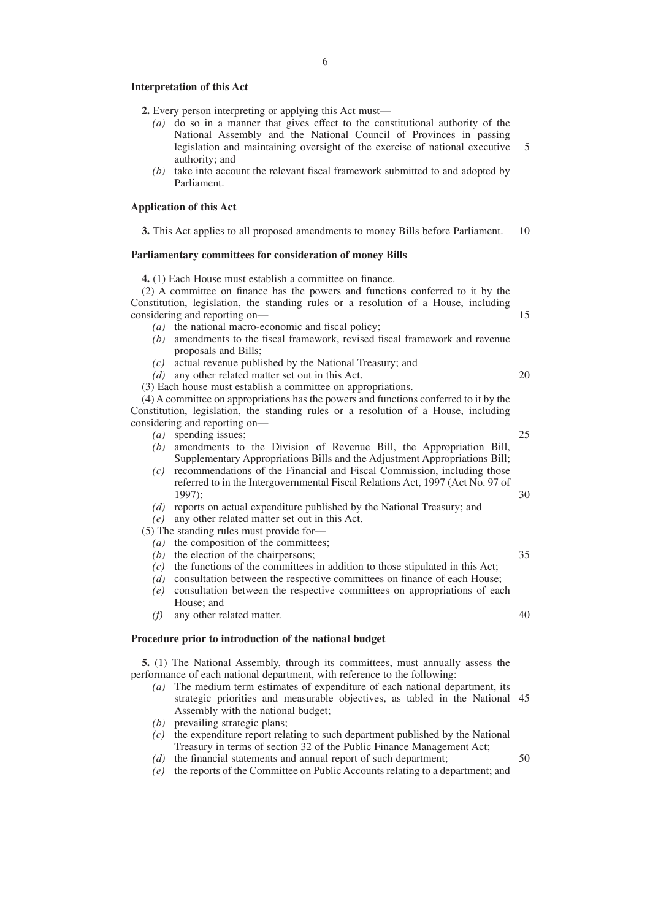### Interpretation of this Act

**2.** Every person interpreting or applying this Act must—

*(a)* do so in a manner that gives effect to the constitutional authority of the National Assembly and the National Council of Provinces in passing legislation and maintaining oversight of the exercise of national executive authority; and

*(b)* take into account the relevant fiscal framework submitted to and adopted by Parliament.

### Application of this Act

**3.** This Act applies to all proposed amendments to money Bills before Parliament.

### Parliamentary committees for consideration of money Bills

**4.** (1) Each House must establish a committee on finance.

(2) A committee on finance has the powers and functions conferred to it by the Constitution, legislation, the standing rules or a resolution of a House, including considering and reporting on—

*(a)* the national macro-economic and fiscal policy;

*(b)* amendments to the fiscal framework, revised fiscal framework and revenue proposals and Bills;

*(c)* actual revenue published by the National Treasury; and

*(d)* any other related matter set out in this Act.

(3) Each house must establish a committee on appropriations.

(4) A committee on appropriations has the powers and functions conferred to it by the Constitution, legislation, the standing rules or a resolution of a House, including considering and reporting on—

*(a)* spending issues;

*(b)* amendments to the Division of Revenue Bill, the Appropriation Bill, Supplementary Appropriations Bills and the Adjustment Appropriations Bill;

*(c)* recommendations of the Financial and Fiscal Commission, including those referred to in the Intergovernmental Fiscal Relations Act, 1997 (Act No. 97 of 1997);

*(d)* reports on actual expenditure published by the National Treasury; and

*(e)* any other related matter set out in this Act.

(5) The standing rules must provide for—

*(a)* the composition of the committees;

*(b)* the election of the chairpersons;

*(c)* the functions of the committees in addition to those stipulated in this Act;

*(d)* consultation between the respective committees on finance of each House;

*(e)* consultation between the respective committees on appropriations of each House; and

*(f)* any other related matter.

### Procedure prior to introduction of the national budget

**5.** (1) The National Assembly, through its committees, must annually assess the performance of each national department, with reference to the following:

*(a)* The medium term estimates of expenditure of each national department, its strategic priorities and measurable objectives, as tabled in the National Assembly with the national budget;

*(b)* prevailing strategic plans;

*(c)* the expenditure report relating to such department published by the National Treasury in terms of section 32 of the Public Finance Management Act;

*(d)* the financial statements and annual report of such department;

*(e)* the reports of the Committee on Public Accounts relating to a department; and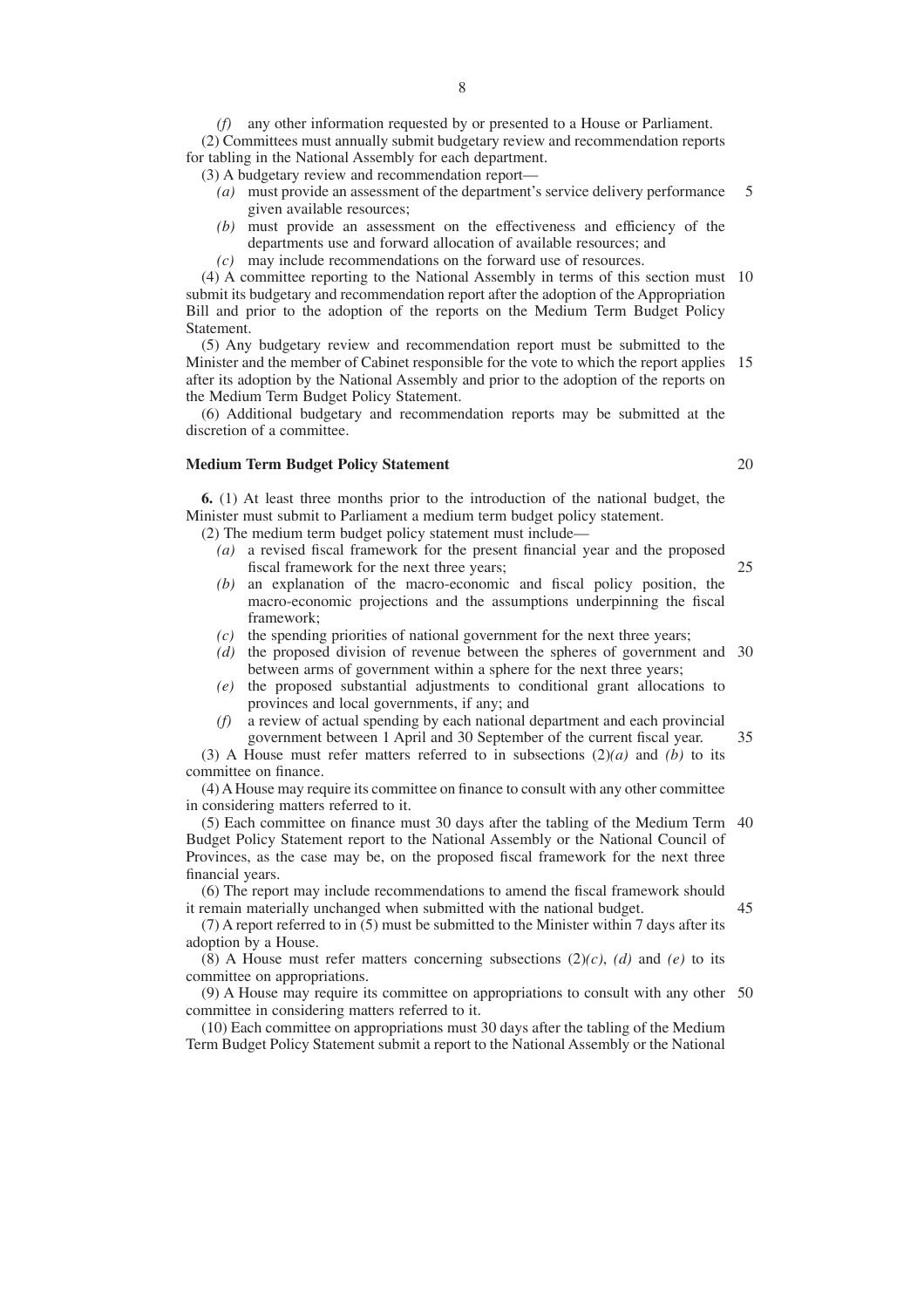*(f)* any other information requested by or presented to a House or Parliament.

(2) Committees must annually submit budgetary review and recommendation reports for tabling in the National Assembly for each department.

(3) A budgetary review and recommendation report—

- *(a)* must provide an assessment of the department's service delivery performance given available resources;
- *(b)* must provide an assessment on the effectiveness and efficiency of the departments use and forward allocation of available resources; and
- *(c)* may include recommendations on the forward use of resources.

(4) A committee reporting to the National Assembly in terms of this section must submit its budgetary and recommendation report after the adoption of the Appropriation Bill and prior to the adoption of the reports on the Medium Term Budget Policy Statement.

(5) Any budgetary review and recommendation report must be submitted to the Minister and the member of Cabinet responsible for the vote to which the report applies after its adoption by the National Assembly and prior to the adoption of the reports on the Medium Term Budget Policy Statement.

(6) Additional budgetary and recommendation reports may be submitted at the discretion of a committee.

**Medium Term Budget Policy Statement**

**6.** (1) At least three months prior to the introduction of the national budget, the Minister must submit to Parliament a medium term budget policy statement.

(2) The medium term budget policy statement must include—

- *(a)* a revised fiscal framework for the present financial year and the proposed fiscal framework for the next three years;
- *(b)* an explanation of the macro-economic and fiscal policy position, the macro-economic projections and the assumptions underpinning the fiscal framework;
- *(c)* the spending priorities of national government for the next three years;
- *(d)* the proposed division of revenue between the spheres of government and between arms of government within a sphere for the next three years;
- *(e)* the proposed substantial adjustments to conditional grant allocations to provinces and local governments, if any; and
- *(f)* a review of actual spending by each national department and each provincial government between 1 April and 30 September of the current fiscal year.

(3) A House must refer matters referred to in subsections (2)*(a)* and *(b)* to its committee on finance.

(4) A House may require its committee on finance to consult with any other committee in considering matters referred to it.

(5) Each committee on finance must 30 days after the tabling of the Medium Term Budget Policy Statement report to the National Assembly or the National Council of Provinces, as the case may be, on the proposed fiscal framework for the next three financial years.

(6) The report may include recommendations to amend the fiscal framework should it remain materially unchanged when submitted with the national budget.

(7) A report referred to in (5) must be submitted to the Minister within 7 days after its adoption by a House.

(8) A House must refer matters concerning subsections (2)*(c)*, *(d)* and *(e)* to its committee on appropriations.

(9) A House may require its committee on appropriations to consult with any other committee in considering matters referred to it.

(10) Each committee on appropriations must 30 days after the tabling of the Medium Term Budget Policy Statement submit a report to the National Assembly or the National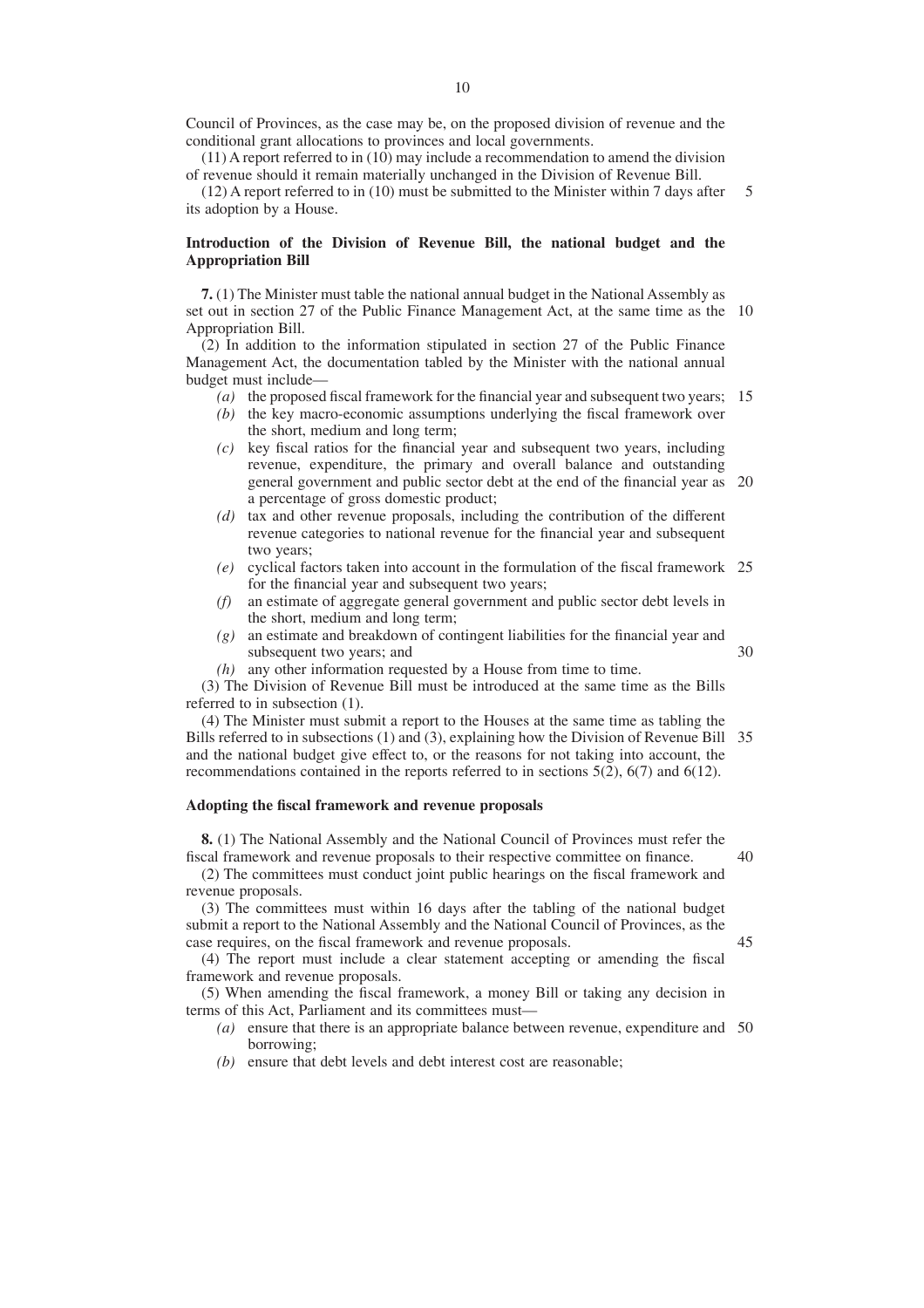Council of Provinces, as the case may be, on the proposed division of revenue and the conditional grant allocations to provinces and local governments.

(11) A report referred to in (10) may include a recommendation to amend the division of revenue should it remain materially unchanged in the Division of Revenue Bill.

(12) A report referred to in (10) must be submitted to the Minister within 7 days after its adoption by a House.

**Introduction of the Division of Revenue Bill, the national budget and the Appropriation Bill**

**7.** (1) The Minister must table the national annual budget in the National Assembly as set out in section 27 of the Public Finance Management Act, at the same time as the Appropriation Bill.

(2) In addition to the information stipulated in section 27 of the Public Finance Management Act, the documentation tabled by the Minister with the national annual budget must include—

- *(a)* the proposed fiscal framework for the financial year and subsequent two years;
- *(b)* the key macro-economic assumptions underlying the fiscal framework over the short, medium and long term;
- *(c)* key fiscal ratios for the financial year and subsequent two years, including revenue, expenditure, the primary and overall balance and outstanding general government and public sector debt at the end of the financial year as a percentage of gross domestic product;
- *(d)* tax and other revenue proposals, including the contribution of the different revenue categories to national revenue for the financial year and subsequent two years;
- *(e)* cyclical factors taken into account in the formulation of the fiscal framework for the financial year and subsequent two years;
- *(f)* an estimate of aggregate general government and public sector debt levels in the short, medium and long term;
- *(g)* an estimate and breakdown of contingent liabilities for the financial year and subsequent two years; and
- *(h)* any other information requested by a House from time to time.

(3) The Division of Revenue Bill must be introduced at the same time as the Bills referred to in subsection (1).

(4) The Minister must submit a report to the Houses at the same time as tabling the Bills referred to in subsections (1) and (3), explaining how the Division of Revenue Bill and the national budget give effect to, or the reasons for not taking into account, the recommendations contained in the reports referred to in sections 5(2), 6(7) and 6(12).

**Adopting the fiscal framework and revenue proposals**

**8.** (1) The National Assembly and the National Council of Provinces must refer the fiscal framework and revenue proposals to their respective committee on finance.

(2) The committees must conduct joint public hearings on the fiscal framework and revenue proposals.

(3) The committees must within 16 days after the tabling of the national budget submit a report to the National Assembly and the National Council of Provinces, as the case requires, on the fiscal framework and revenue proposals.

(4) The report must include a clear statement accepting or amending the fiscal framework and revenue proposals.

(5) When amending the fiscal framework, a money Bill or taking any decision in terms of this Act, Parliament and its committees must—

- *(a)* ensure that there is an appropriate balance between revenue, expenditure and borrowing;
- *(b)* ensure that debt levels and debt interest cost are reasonable;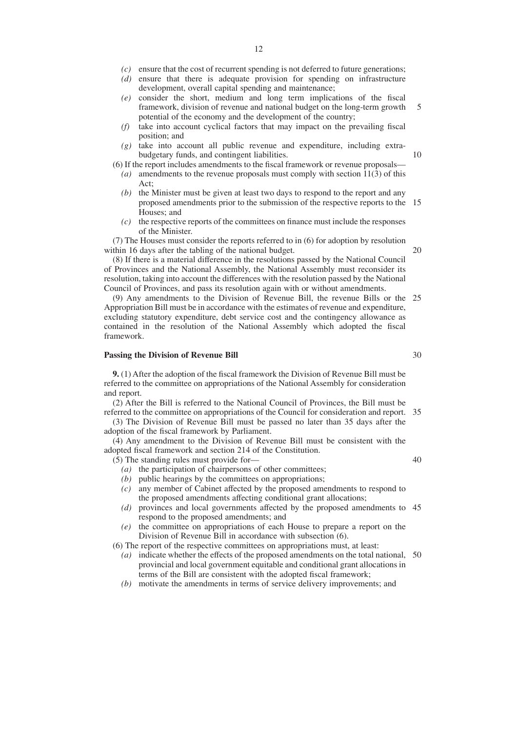*(c)* ensure that the cost of recurrent spending is not deferred to future generations;

*(d)* ensure that there is adequate provision for spending on infrastructure development, overall capital spending and maintenance;

*(e)* consider the short, medium and long term implications of the fiscal framework, division of revenue and national budget on the long-term growth potential of the economy and the development of the country;

*(f)* take into account cyclical factors that may impact on the prevailing fiscal position; and

*(g)* take into account all public revenue and expenditure, including extra-budgetary funds, and contingent liabilities.

(6) If the report includes amendments to the fiscal framework or revenue proposals—

*(a)* amendments to the revenue proposals must comply with section 11(3) of this Act;

*(b)* the Minister must be given at least two days to respond to the report and any proposed amendments prior to the submission of the respective reports to the Houses; and

*(c)* the respective reports of the committees on finance must include the responses of the Minister.

(7) The Houses must consider the reports referred to in (6) for adoption by resolution within 16 days after the tabling of the national budget.

(8) If there is a material difference in the resolutions passed by the National Council of Provinces and the National Assembly, the National Assembly must reconsider its resolution, taking into account the differences with the resolution passed by the National Council of Provinces, and pass its resolution again with or without amendments.

(9) Any amendments to the Division of Revenue Bill, the revenue Bills or the Appropriation Bill must be in accordance with the estimates of revenue and expenditure, excluding statutory expenditure, debt service cost and the contingency allowance as contained in the resolution of the National Assembly which adopted the fiscal framework.

**Passing the Division of Revenue Bill**

**9.** (1) After the adoption of the fiscal framework the Division of Revenue Bill must be referred to the committee on appropriations of the National Assembly for consideration and report.

(2) After the Bill is referred to the National Council of Provinces, the Bill must be referred to the committee on appropriations of the Council for consideration and report.

(3) The Division of Revenue Bill must be passed no later than 35 days after the adoption of the fiscal framework by Parliament.

(4) Any amendment to the Division of Revenue Bill must be consistent with the adopted fiscal framework and section 214 of the Constitution.

(5) The standing rules must provide for—

*(a)* the participation of chairpersons of other committees;

*(b)* public hearings by the committees on appropriations;

*(c)* any member of Cabinet affected by the proposed amendments to respond to the proposed amendments affecting conditional grant allocations;

*(d)* provinces and local governments affected by the proposed amendments to respond to the proposed amendments; and

*(e)* the committee on appropriations of each House to prepare a report on the Division of Revenue Bill in accordance with subsection (6).

(6) The report of the respective committees on appropriations must, at least:

*(a)* indicate whether the effects of the proposed amendments on the total national, provincial and local government equitable and conditional grant allocations in terms of the Bill are consistent with the adopted fiscal framework;

*(b)* motivate the amendments in terms of service delivery improvements; and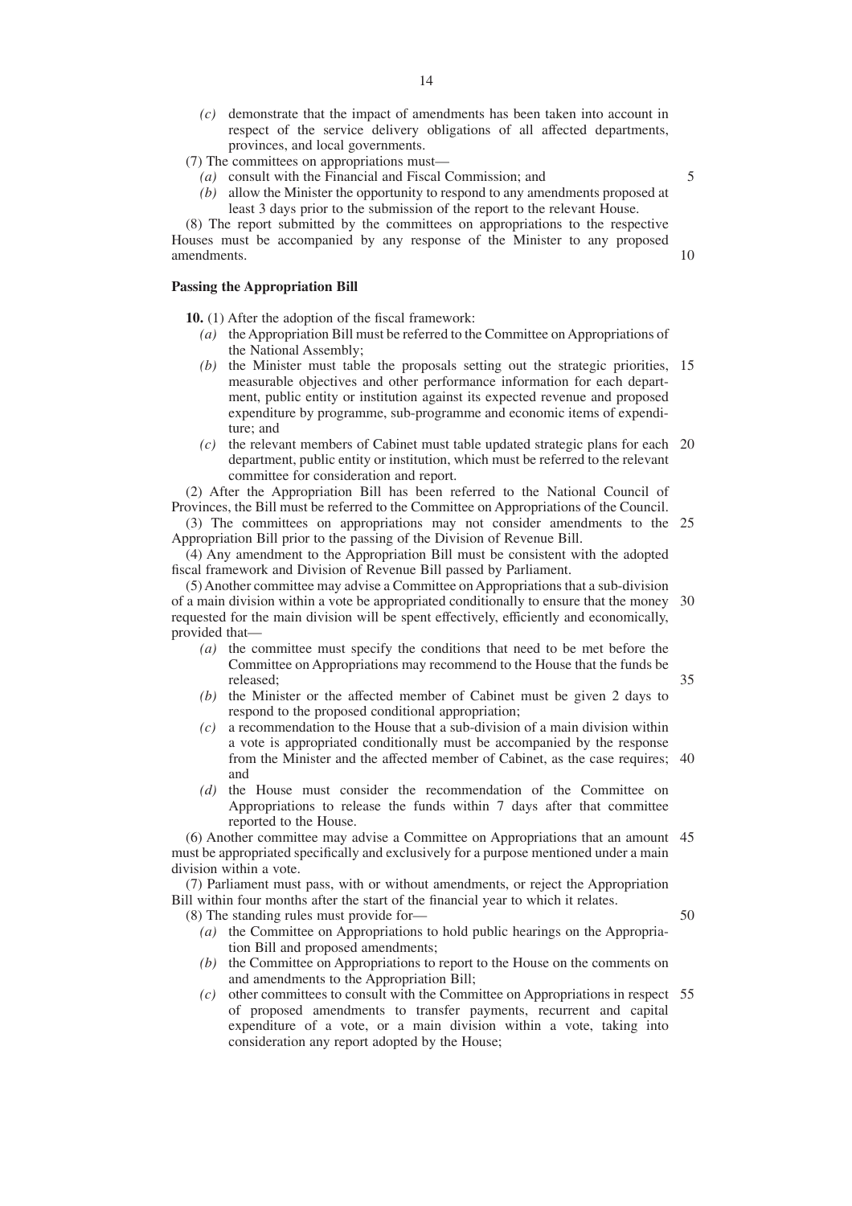*(c)* demonstrate that the impact of amendments has been taken into account in respect of the service delivery obligations of all affected departments, provinces, and local governments.

(7) The committees on appropriations must—

*(a)* consult with the Financial and Fiscal Commission; and

*(b)* allow the Minister the opportunity to respond to any amendments proposed at least 3 days prior to the submission of the report to the relevant House.

(8) The report submitted by the committees on appropriations to the respective Houses must be accompanied by any response of the Minister to any proposed amendments.

**Passing the Appropriation Bill**

**10.** (1) After the adoption of the fiscal framework:

*(a)* the Appropriation Bill must be referred to the Committee on Appropriations of the National Assembly;

*(b)* the Minister must table the proposals setting out the strategic priorities, measurable objectives and other performance information for each department, public entity or institution against its expected revenue and proposed expenditure by programme, sub-programme and economic items of expenditure; and

*(c)* the relevant members of Cabinet must table updated strategic plans for each department, public entity or institution, which must be referred to the relevant committee for consideration and report.

(2) After the Appropriation Bill has been referred to the National Council of Provinces, the Bill must be referred to the Committee on Appropriations of the Council.

(3) The committees on appropriations may not consider amendments to the Appropriation Bill prior to the passing of the Division of Revenue Bill.

(4) Any amendment to the Appropriation Bill must be consistent with the adopted fiscal framework and Division of Revenue Bill passed by Parliament.

(5) Another committee may advise a Committee on Appropriations that a sub-division of a main division within a vote be appropriated conditionally to ensure that the money requested for the main division will be spent effectively, efficiently and economically, provided that—

*(a)* the committee must specify the conditions that need to be met before the Committee on Appropriations may recommend to the House that the funds be released;

*(b)* the Minister or the affected member of Cabinet must be given 2 days to respond to the proposed conditional appropriation;

*(c)* a recommendation to the House that a sub-division of a main division within a vote is appropriated conditionally must be accompanied by the response from the Minister and the affected member of Cabinet, as the case requires; and

*(d)* the House must consider the recommendation of the Committee on Appropriations to release the funds within 7 days after that committee reported to the House.

(6) Another committee may advise a Committee on Appropriations that an amount must be appropriated specifically and exclusively for a purpose mentioned under a main division within a vote.

(7) Parliament must pass, with or without amendments, or reject the Appropriation Bill within four months after the start of the financial year to which it relates.

(8) The standing rules must provide for—

*(a)* the Committee on Appropriations to hold public hearings on the Appropriation Bill and proposed amendments;

*(b)* the Committee on Appropriations to report to the House on the comments on and amendments to the Appropriation Bill;

*(c)* other committees to consult with the Committee on Appropriations in respect of proposed amendments to transfer payments, recurrent and capital expenditure of a vote, or a main division within a vote, taking into consideration any report adopted by the House;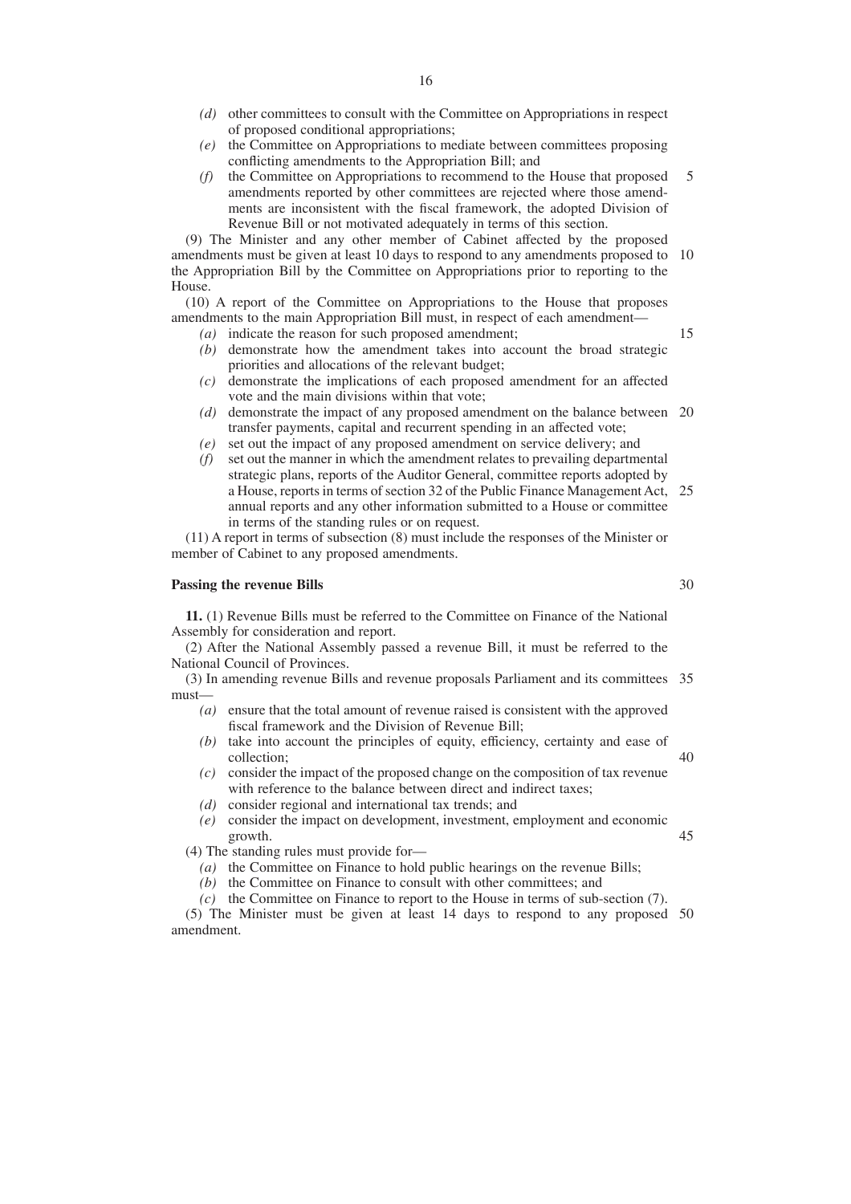*(d)* other committees to consult with the Committee on Appropriations in respect of proposed conditional appropriations;

*(e)* the Committee on Appropriations to mediate between committees proposing conflicting amendments to the Appropriation Bill; and

*(f)* the Committee on Appropriations to recommend to the House that proposed amendments reported by other committees are rejected where those amendments are inconsistent with the fiscal framework, the adopted Division of Revenue Bill or not motivated adequately in terms of this section.

(9) The Minister and any other member of Cabinet affected by the proposed amendments must be given at least 10 days to respond to any amendments proposed to the Appropriation Bill by the Committee on Appropriations prior to reporting to the House.

(10) A report of the Committee on Appropriations to the House that proposes amendments to the main Appropriation Bill must, in respect of each amendment—

*(a)* indicate the reason for such proposed amendment;

*(b)* demonstrate how the amendment takes into account the broad strategic priorities and allocations of the relevant budget;

*(c)* demonstrate the implications of each proposed amendment for an affected vote and the main divisions within that vote;

*(d)* demonstrate the impact of any proposed amendment on the balance between transfer payments, capital and recurrent spending in an affected vote;

*(e)* set out the impact of any proposed amendment on service delivery; and

*(f)* set out the manner in which the amendment relates to prevailing departmental strategic plans, reports of the Auditor General, committee reports adopted by a House, reports in terms of section 32 of the Public Finance Management Act, annual reports and any other information submitted to a House or committee in terms of the standing rules or on request.

(11) A report in terms of subsection (8) must include the responses of the Minister or member of Cabinet to any proposed amendments.

**Passing the revenue Bills**

**11.** (1) Revenue Bills must be referred to the Committee on Finance of the National Assembly for consideration and report.

(2) After the National Assembly passed a revenue Bill, it must be referred to the National Council of Provinces.

(3) In amending revenue Bills and revenue proposals Parliament and its committees must—

*(a)* ensure that the total amount of revenue raised is consistent with the approved fiscal framework and the Division of Revenue Bill;

*(b)* take into account the principles of equity, efficiency, certainty and ease of collection;

*(c)* consider the impact of the proposed change on the composition of tax revenue with reference to the balance between direct and indirect taxes;

*(d)* consider regional and international tax trends; and

*(e)* consider the impact on development, investment, employment and economic growth.

(4) The standing rules must provide for—

*(a)* the Committee on Finance to hold public hearings on the revenue Bills;

*(b)* the Committee on Finance to consult with other committees; and

*(c)* the Committee on Finance to report to the House in terms of sub-section (7).

(5) The Minister must be given at least 14 days to respond to any proposed amendment.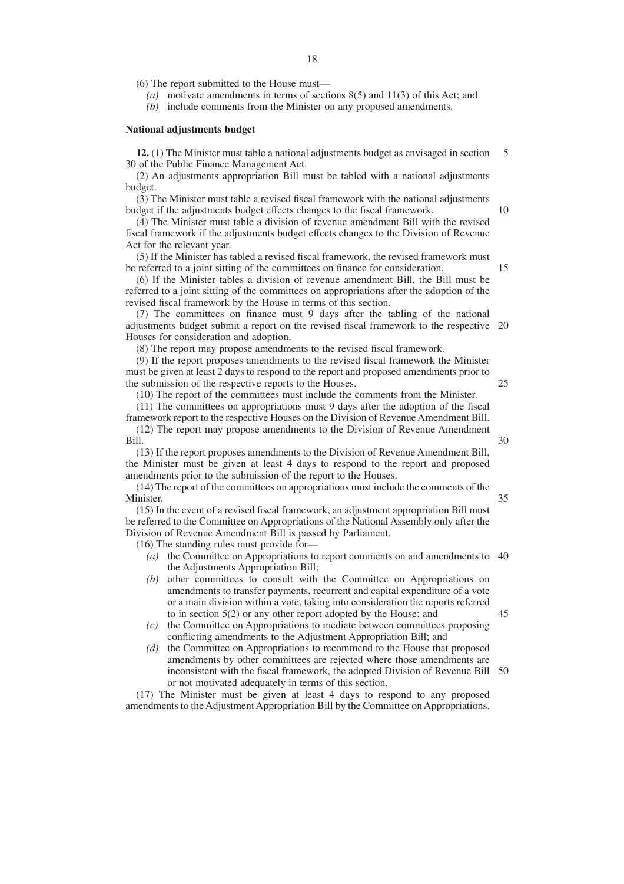(6) The report submitted to the House must—

*(a)* motivate amendments in terms of sections 8(5) and 11(3) of this Act; and

*(b)* include comments from the Minister on any proposed amendments.

**National adjustments budget**

**12.** (1) The Minister must table a national adjustments budget as envisaged in section 30 of the Public Finance Management Act.

(2) An adjustments appropriation Bill must be tabled with a national adjustments budget.

(3) The Minister must table a revised fiscal framework with the national adjustments budget if the adjustments budget effects changes to the fiscal framework.

(4) The Minister must table a division of revenue amendment Bill with the revised fiscal framework if the adjustments budget effects changes to the Division of Revenue Act for the relevant year.

(5) If the Minister has tabled a revised fiscal framework, the revised framework must be referred to a joint sitting of the committees on finance for consideration.

(6) If the Minister tables a division of revenue amendment Bill, the Bill must be referred to a joint sitting of the committees on appropriations after the adoption of the revised fiscal framework by the House in terms of this section.

(7) The committees on finance must 9 days after the tabling of the national adjustments budget submit a report on the revised fiscal framework to the respective Houses for consideration and adoption.

(8) The report may propose amendments to the revised fiscal framework.

(9) If the report proposes amendments to the revised fiscal framework the Minister must be given at least 2 days to respond to the report and proposed amendments prior to the submission of the respective reports to the Houses.

(10) The report of the committees must include the comments from the Minister.

(11) The committees on appropriations must 9 days after the adoption of the fiscal framework report to the respective Houses on the Division of Revenue Amendment Bill.

(12) The report may propose amendments to the Division of Revenue Amendment Bill.

(13) If the report proposes amendments to the Division of Revenue Amendment Bill, the Minister must be given at least 4 days to respond to the report and proposed amendments prior to the submission of the report to the Houses.

(14) The report of the committees on appropriations must include the comments of the Minister.

(15) In the event of a revised fiscal framework, an adjustment appropriation Bill must be referred to the Committee on Appropriations of the National Assembly only after the Division of Revenue Amendment Bill is passed by Parliament.

(16) The standing rules must provide for—

*(a)* the Committee on Appropriations to report comments on and amendments to the Adjustments Appropriation Bill;

*(b)* other committees to consult with the Committee on Appropriations on amendments to transfer payments, recurrent and capital expenditure of a vote or a main division within a vote, taking into consideration the reports referred to in section 5(2) or any other report adopted by the House; and

*(c)* the Committee on Appropriations to mediate between committees proposing conflicting amendments to the Adjustment Appropriation Bill; and

*(d)* the Committee on Appropriations to recommend to the House that proposed amendments by other committees are rejected where those amendments are inconsistent with the fiscal framework, the adopted Division of Revenue Bill or not motivated adequately in terms of this section.

(17) The Minister must be given at least 4 days to respond to any proposed amendments to the Adjustment Appropriation Bill by the Committee on Appropriations.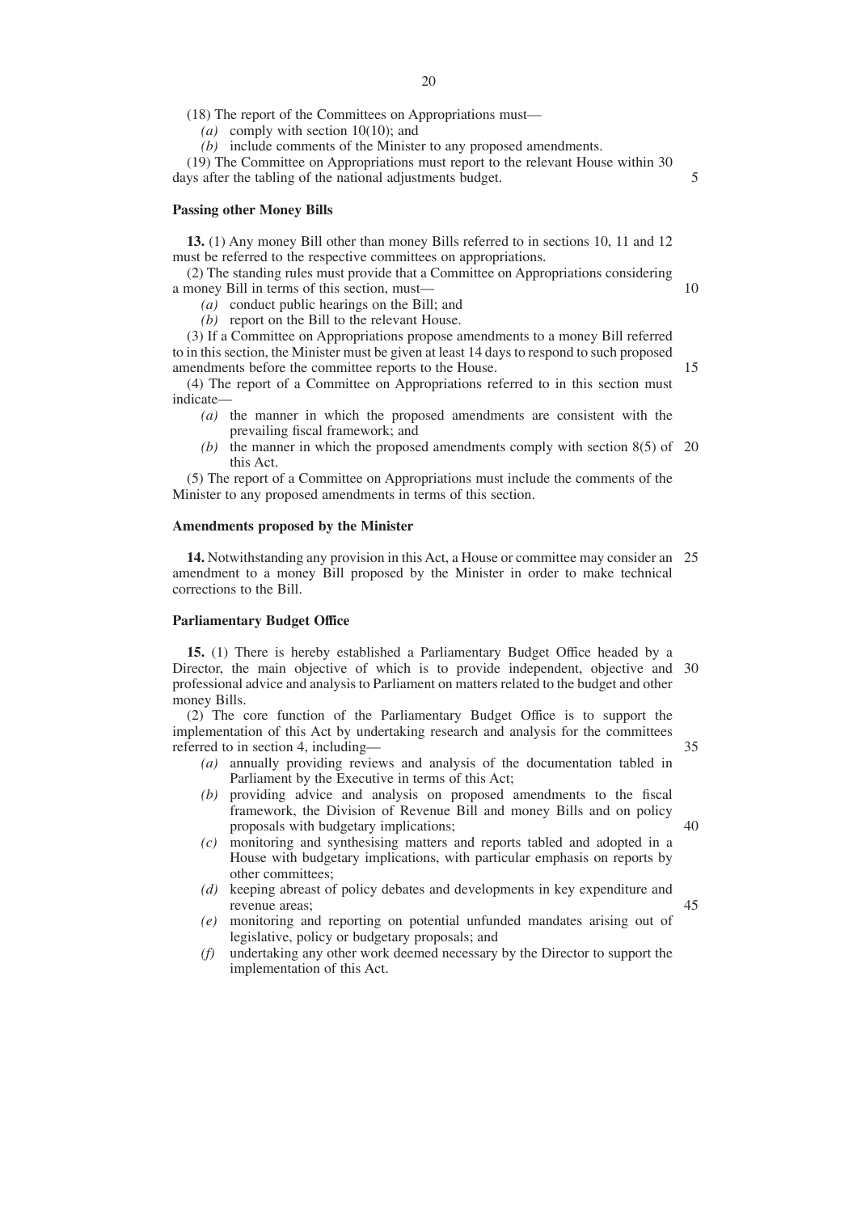(18) The report of the Committees on Appropriations must—

*(a)* comply with section 10(10); and

*(b)* include comments of the Minister to any proposed amendments.

(19) The Committee on Appropriations must report to the relevant House within 30 days after the tabling of the national adjustments budget.

**Passing other Money Bills**

**13.** (1) Any money Bill other than money Bills referred to in sections 10, 11 and 12 must be referred to the respective committees on appropriations.

(2) The standing rules must provide that a Committee on Appropriations considering a money Bill in terms of this section, must—

*(a)* conduct public hearings on the Bill; and

*(b)* report on the Bill to the relevant House.

(3) If a Committee on Appropriations propose amendments to a money Bill referred to in this section, the Minister must be given at least 14 days to respond to such proposed amendments before the committee reports to the House.

(4) The report of a Committee on Appropriations referred to in this section must indicate—

*(a)* the manner in which the proposed amendments are consistent with the prevailing fiscal framework; and

*(b)* the manner in which the proposed amendments comply with section 8(5) of this Act.

(5) The report of a Committee on Appropriations must include the comments of the Minister to any proposed amendments in terms of this section.

**Amendments proposed by the Minister**

**14.** Notwithstanding any provision in this Act, a House or committee may consider an amendment to a money Bill proposed by the Minister in order to make technical corrections to the Bill.

**Parliamentary Budget Office**

**15.** (1) There is hereby established a Parliamentary Budget Office headed by a Director, the main objective of which is to provide independent, objective and professional advice and analysis to Parliament on matters related to the budget and other money Bills.

(2) The core function of the Parliamentary Budget Office is to support the implementation of this Act by undertaking research and analysis for the committees referred to in section 4, including—

*(a)* annually providing reviews and analysis of the documentation tabled in Parliament by the Executive in terms of this Act;

*(b)* providing advice and analysis on proposed amendments to the fiscal framework, the Division of Revenue Bill and money Bills and on policy proposals with budgetary implications;

*(c)* monitoring and synthesising matters and reports tabled and adopted in a House with budgetary implications, with particular emphasis on reports by other committees;

*(d)* keeping abreast of policy debates and developments in key expenditure and revenue areas;

*(e)* monitoring and reporting on potential unfunded mandates arising out of legislative, policy or budgetary proposals; and

*(f)* undertaking any other work deemed necessary by the Director to support the implementation of this Act.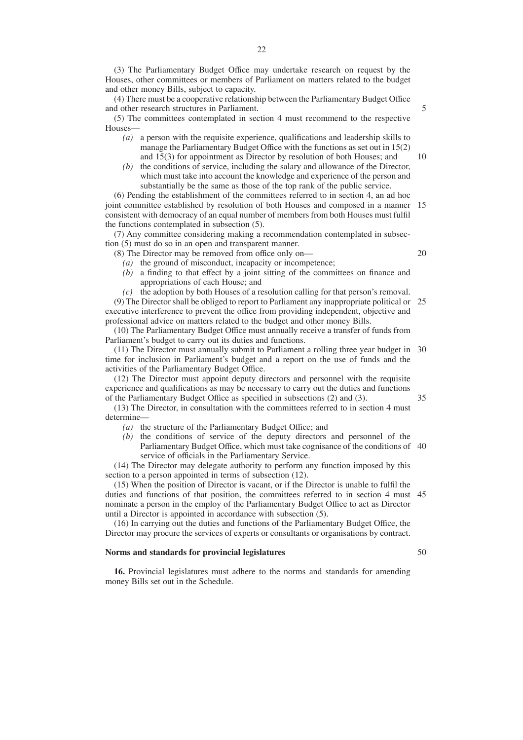(3) The Parliamentary Budget Office may undertake research on request by the Houses, other committees or members of Parliament on matters related to the budget and other money Bills, subject to capacity.

(4) There must be a cooperative relationship between the Parliamentary Budget Office and other research structures in Parliament.

(5) The committees contemplated in section 4 must recommend to the respective Houses—

*(a)* a person with the requisite experience, qualifications and leadership skills to manage the Parliamentary Budget Office with the functions as set out in 15(2) and 15(3) for appointment as Director by resolution of both Houses; and

*(b)* the conditions of service, including the salary and allowance of the Director, which must take into account the knowledge and experience of the person and substantially be the same as those of the top rank of the public service.

(6) Pending the establishment of the committees referred to in section 4, an ad hoc joint committee established by resolution of both Houses and composed in a manner consistent with democracy of an equal number of members from both Houses must fulfil the functions contemplated in subsection (5).

(7) Any committee considering making a recommendation contemplated in subsection (5) must do so in an open and transparent manner.

(8) The Director may be removed from office only on—

*(a)* the ground of misconduct, incapacity or incompetence;

*(b)* a finding to that effect by a joint sitting of the committees on finance and appropriations of each House; and

*(c)* the adoption by both Houses of a resolution calling for that person's removal.

(9) The Director shall be obliged to report to Parliament any inappropriate political or executive interference to prevent the office from providing independent, objective and professional advice on matters related to the budget and other money Bills.

(10) The Parliamentary Budget Office must annually receive a transfer of funds from Parliament's budget to carry out its duties and functions.

(11) The Director must annually submit to Parliament a rolling three year budget in time for inclusion in Parliament's budget and a report on the use of funds and the activities of the Parliamentary Budget Office.

(12) The Director must appoint deputy directors and personnel with the requisite experience and qualifications as may be necessary to carry out the duties and functions of the Parliamentary Budget Office as specified in subsections (2) and (3).

(13) The Director, in consultation with the committees referred to in section 4 must determine—

*(a)* the structure of the Parliamentary Budget Office; and

*(b)* the conditions of service of the deputy directors and personnel of the Parliamentary Budget Office, which must take cognisance of the conditions of service of officials in the Parliamentary Service.

(14) The Director may delegate authority to perform any function imposed by this section to a person appointed in terms of subsection (12).

(15) When the position of Director is vacant, or if the Director is unable to fulfil the duties and functions of that position, the committees referred to in section 4 must nominate a person in the employ of the Parliamentary Budget Office to act as Director until a Director is appointed in accordance with subsection (5).

(16) In carrying out the duties and functions of the Parliamentary Budget Office, the Director may procure the services of experts or consultants or organisations by contract.

**Norms and standards for provincial legislatures**

**16.** Provincial legislatures must adhere to the norms and standards for amending money Bills set out in the Schedule.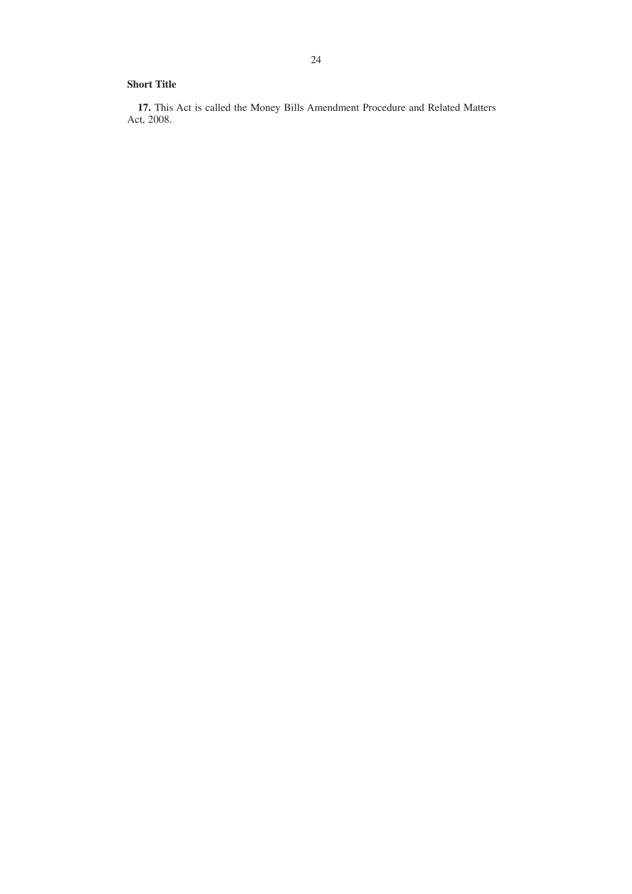**Short Title**

**17.** This Act is called the Money Bills Amendment Procedure and Related Matters Act, 2008.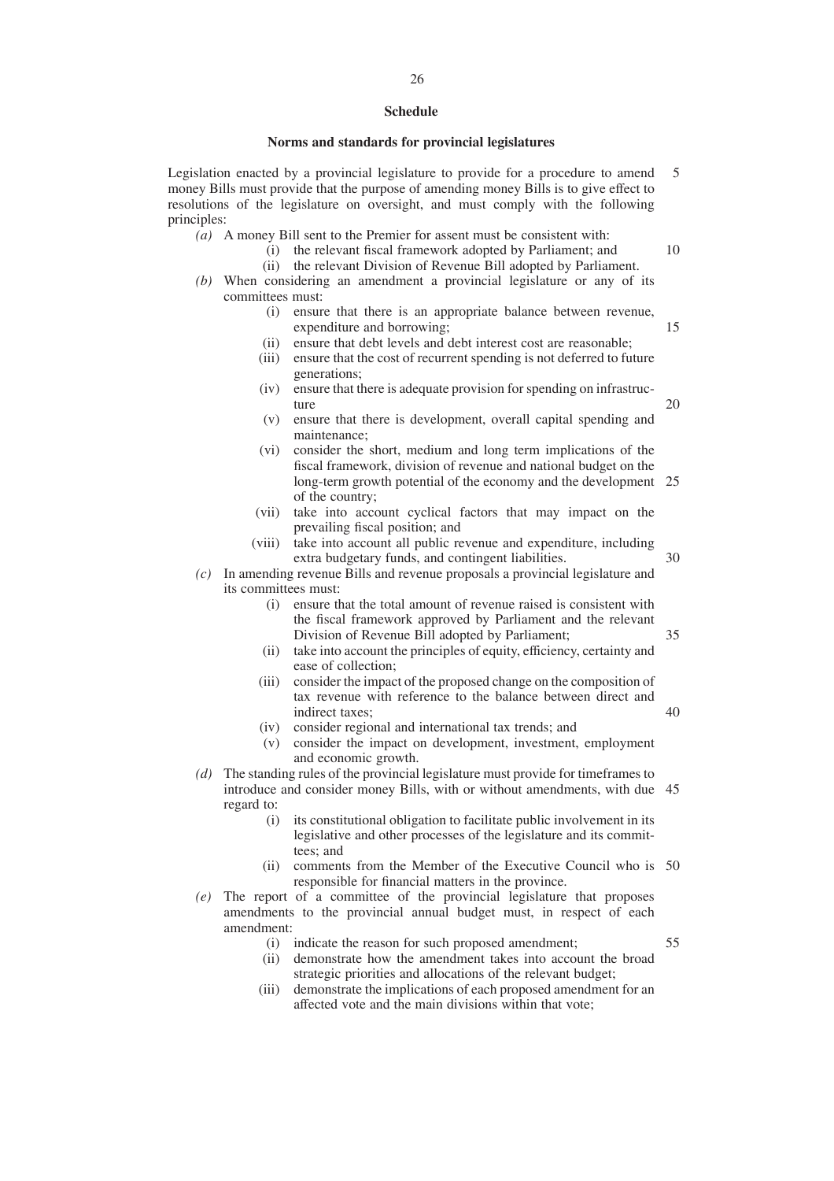## Schedule

### Norms and standards for provincial legislatures

Legislation enacted by a provincial legislature to provide for a procedure to amend money Bills must provide that the purpose of amending money Bills is to give effect to resolutions of the legislature on oversight, and must comply with the following principles:

*(a)* A money Bill sent to the Premier for assent must be consistent with:
   - (i) the relevant fiscal framework adopted by Parliament; and
   - (ii) the relevant Division of Revenue Bill adopted by Parliament.

*(b)* When considering an amendment a provincial legislature or any of its committees must:
   - (i) ensure that there is an appropriate balance between revenue, expenditure and borrowing;
   - (ii) ensure that debt levels and debt interest cost are reasonable;
   - (iii) ensure that the cost of recurrent spending is not deferred to future generations;
   - (iv) ensure that there is adequate provision for spending on infrastructure
   - (v) ensure that there is development, overall capital spending and maintenance;
   - (vi) consider the short, medium and long term implications of the fiscal framework, division of revenue and national budget on the long-term growth potential of the economy and the development of the country;
   - (vii) take into account cyclical factors that may impact on the prevailing fiscal position; and
   - (viii) take into account all public revenue and expenditure, including extra budgetary funds, and contingent liabilities.

*(c)* In amending revenue Bills and revenue proposals a provincial legislature and its committees must:
   - (i) ensure that the total amount of revenue raised is consistent with the fiscal framework approved by Parliament and the relevant Division of Revenue Bill adopted by Parliament;
   - (ii) take into account the principles of equity, efficiency, certainty and ease of collection;
   - (iii) consider the impact of the proposed change on the composition of tax revenue with reference to the balance between direct and indirect taxes;
   - (iv) consider regional and international tax trends; and
   - (v) consider the impact on development, investment, employment and economic growth.

*(d)* The standing rules of the provincial legislature must provide for timeframes to introduce and consider money Bills, with or without amendments, with due regard to:
   - (i) its constitutional obligation to facilitate public involvement in its legislative and other processes of the legislature and its committees; and
   - (ii) comments from the Member of the Executive Council who is responsible for financial matters in the province.

*(e)* The report of a committee of the provincial legislature that proposes amendments to the provincial annual budget must, in respect of each amendment:
   - (i) indicate the reason for such proposed amendment;
   - (ii) demonstrate how the amendment takes into account the broad strategic priorities and allocations of the relevant budget;
   - (iii) demonstrate the implications of each proposed amendment for an affected vote and the main divisions within that vote;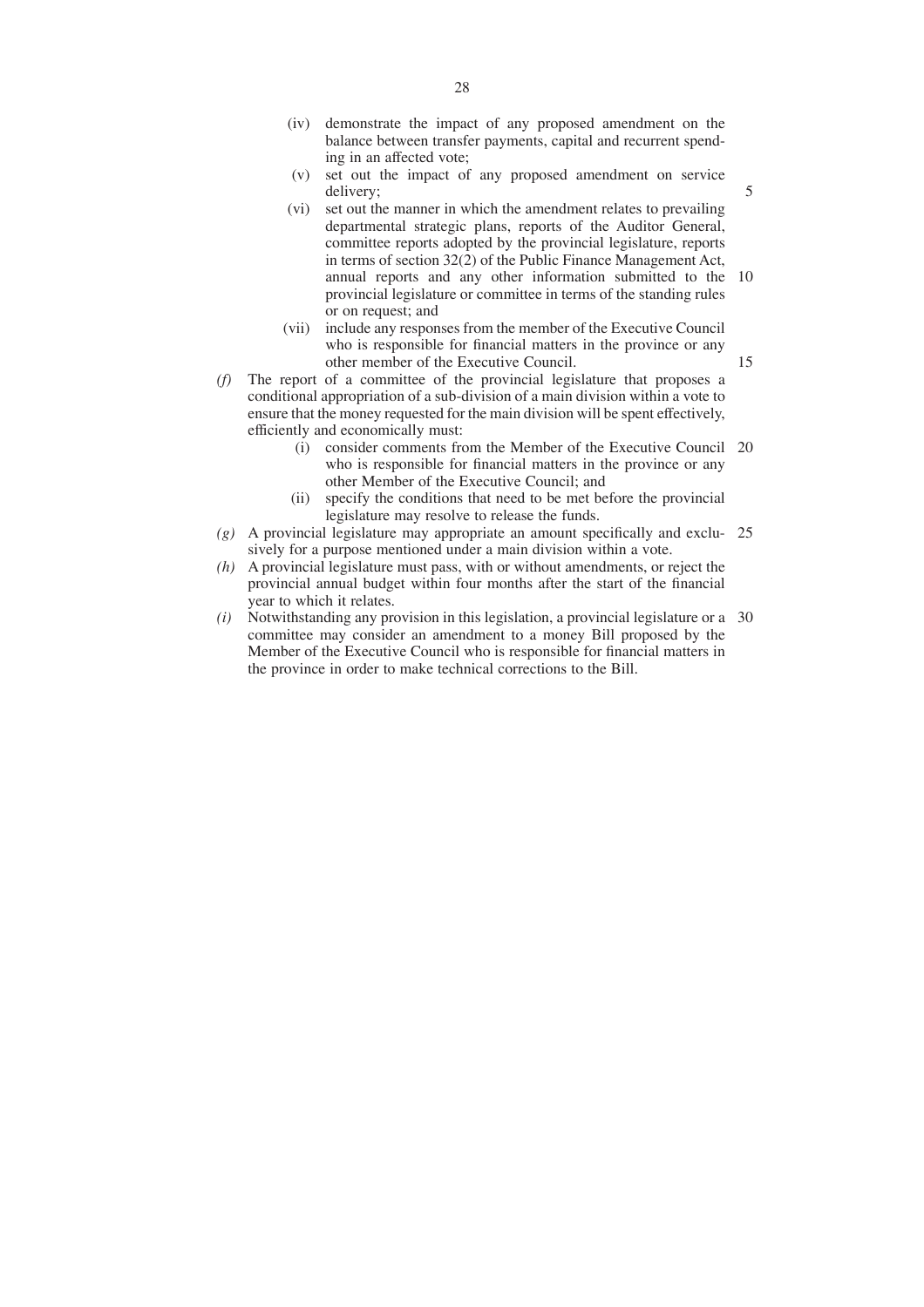- (iv) demonstrate the impact of any proposed amendment on the balance between transfer payments, capital and recurrent spending in an affected vote;
- (v) set out the impact of any proposed amendment on service delivery;
- (vi) set out the manner in which the amendment relates to prevailing departmental strategic plans, reports of the Auditor General, committee reports adopted by the provincial legislature, reports in terms of section 32(2) of the Public Finance Management Act, annual reports and any other information submitted to the provincial legislature or committee in terms of the standing rules or on request; and
- (vii) include any responses from the member of the Executive Council who is responsible for financial matters in the province or any other member of the Executive Council.

*(f)* The report of a committee of the provincial legislature that proposes a conditional appropriation of a sub-division of a main division within a vote to ensure that the money requested for the main division will be spent effectively, efficiently and economically must:

- (i) consider comments from the Member of the Executive Council who is responsible for financial matters in the province or any other Member of the Executive Council; and
- (ii) specify the conditions that need to be met before the provincial legislature may resolve to release the funds.

*(g)* A provincial legislature may appropriate an amount specifically and exclusively for a purpose mentioned under a main division within a vote.

*(h)* A provincial legislature must pass, with or without amendments, or reject the provincial annual budget within four months after the start of the financial year to which it relates.

*(i)* Notwithstanding any provision in this legislation, a provincial legislature or a committee may consider an amendment to a money Bill proposed by the Member of the Executive Council who is responsible for financial matters in the province in order to make technical corrections to the Bill.